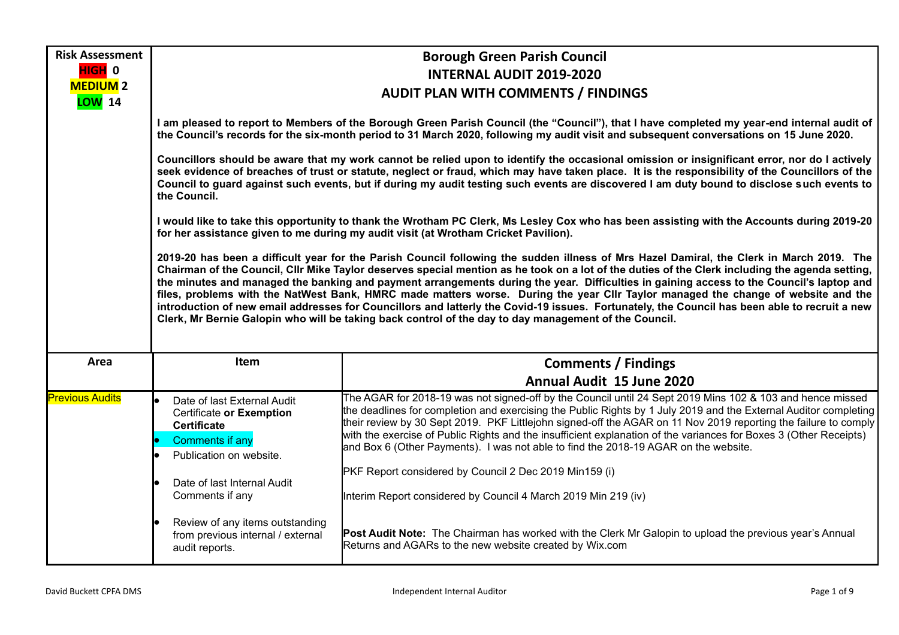| Risk Assessment | |
|---|---|
| **HIGH 0** **MEDIUM 2** **LOW 14** | **Borough Green Parish Council** **INTERNAL AUDIT 2019-2020** **AUDIT PLAN WITH COMMENTS / FINDINGS** |

**I am pleased to report to Members of the Borough Green Parish Council (the "Council"), that I have completed my year-end internal audit of the Council's records for the six-month period to 31 March 2020, following my audit visit and subsequent conversations on 15 June 2020.**

**Councillors should be aware that my work cannot be relied upon to identify the occasional omission or insignificant error, nor do I actively seek evidence of breaches of trust or statute, neglect or fraud, which may have taken place. It is the responsibility of the Councillors of the Council to guard against such events, but if during my audit testing such events are discovered I am duty bound to disclose such events to the Council.**

**I would like to take this opportunity to thank the Wrotham PC Clerk, Ms Lesley Cox who has been assisting with the Accounts during 2019-20 for her assistance given to me during my audit visit (at Wrotham Cricket Pavilion).**

**2019-20 has been a difficult year for the Parish Council following the sudden illness of Mrs Hazel Damiral, the Clerk in March 2019. The Chairman of the Council, Cllr Mike Taylor deserves special mention as he took on a lot of the duties of the Clerk including the agenda setting, the minutes and managed the banking and payment arrangements during the year. Difficulties in gaining access to the Council's laptop and files, problems with the NatWest Bank, HMRC made matters worse. During the year Cllr Taylor managed the change of website and the introduction of new email addresses for Councillors and latterly the Covid-19 issues. Fortunately, the Council has been able to recruit a new Clerk, Mr Bernie Galopin who will be taking back control of the day to day management of the Council.**

| Area | Item | Comments / Findings<br>Annual Audit 15 June 2020 |
|---|---|---|
| Previous Audits | • Date of last External Audit Certificate **or Exemption Certificate**<br>• Comments if any<br>• Publication on website.<br>• Date of last Internal Audit Comments if any<br>• Review of any items outstanding from previous internal / external audit reports. | The AGAR for 2018-19 was not signed-off by the Council until 24 Sept 2019 Mins 102 & 103 and hence missed the deadlines for completion and exercising the Public Rights by 1 July 2019 and the External Auditor completing their review by 30 Sept 2019. PKF Littlejohn signed-off the AGAR on 11 Nov 2019 reporting the failure to comply with the exercise of Public Rights and the insufficient explanation of the variances for Boxes 3 (Other Receipts) and Box 6 (Other Payments). I was not able to find the 2018-19 AGAR on the website.<br><br>PKF Report considered by Council 2 Dec 2019 Min159 (i)<br><br>Interim Report considered by Council 4 March 2019 Min 219 (iv)<br><br>**Post Audit Note:** The Chairman has worked with the Clerk Mr Galopin to upload the previous year's Annual Returns and AGARs to the new website created by Wix.com |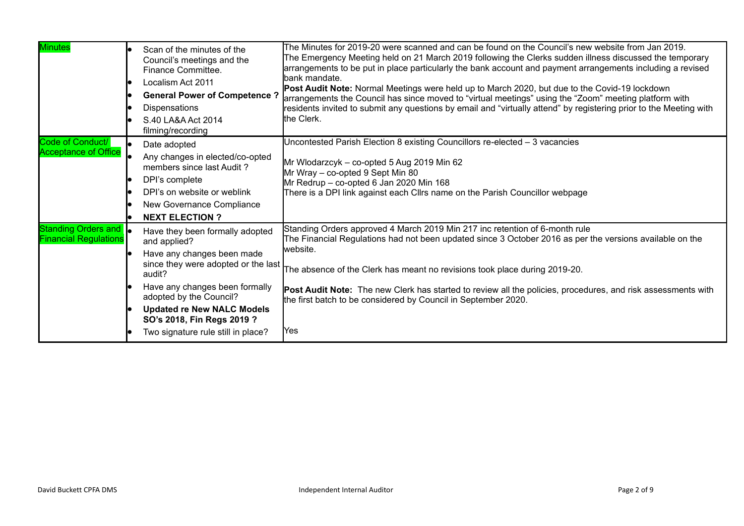| | | |
|---|---|---|
| Minutes | • Scan of the minutes of the Council's meetings and the Finance Committee.<br>• Localism Act 2011<br>• **General Power of Competence ?**<br>• Dispensations<br>• S.40 LA&A Act 2014 filming/recording | The Minutes for 2019-20 were scanned and can be found on the Council's new website from Jan 2019.<br>The Emergency Meeting held on 21 March 2019 following the Clerks sudden illness discussed the temporary arrangements to be put in place particularly the bank account and payment arrangements including a revised bank mandate.<br>**Post Audit Note:** Normal Meetings were held up to March 2020, but due to the Covid-19 lockdown arrangements the Council has since moved to "virtual meetings" using the "Zoom" meeting platform with residents invited to submit any questions by email and "virtually attend" by registering prior to the Meeting with the Clerk. |
| Code of Conduct/ Acceptance of Office | • Date adopted<br>• Any changes in elected/co-opted members since last Audit ?<br>• DPI's complete<br>• DPI's on website or weblink<br>• New Governance Compliance<br>• **NEXT ELECTION ?** | Uncontested Parish Election 8 existing Councillors re-elected – 3 vacancies<br><br>Mr Wlodarzcyk – co-opted 5 Aug 2019 Min 62<br>Mr Wray – co-opted 9 Sept Min 80<br>Mr Redrup – co-opted 6 Jan 2020 Min 168<br>There is a DPI link against each Cllrs name on the Parish Councillor webpage |
| Standing Orders and Financial Regulations | • Have they been formally adopted and applied?<br>• Have any changes been made since they were adopted or the last audit?<br>• Have any changes been formally adopted by the Council?<br>• **Updated re New NALC Models SO's 2018, Fin Regs 2019 ?**<br>• Two signature rule still in place? | Standing Orders approved 4 March 2019 Min 217 inc retention of 6-month rule<br>The Financial Regulations had not been updated since 3 October 2016 as per the versions available on the website.<br><br>The absence of the Clerk has meant no revisions took place during 2019-20.<br><br>**Post Audit Note:** The new Clerk has started to review all the policies, procedures, and risk assessments with the first batch to be considered by Council in September 2020.<br><br>Yes |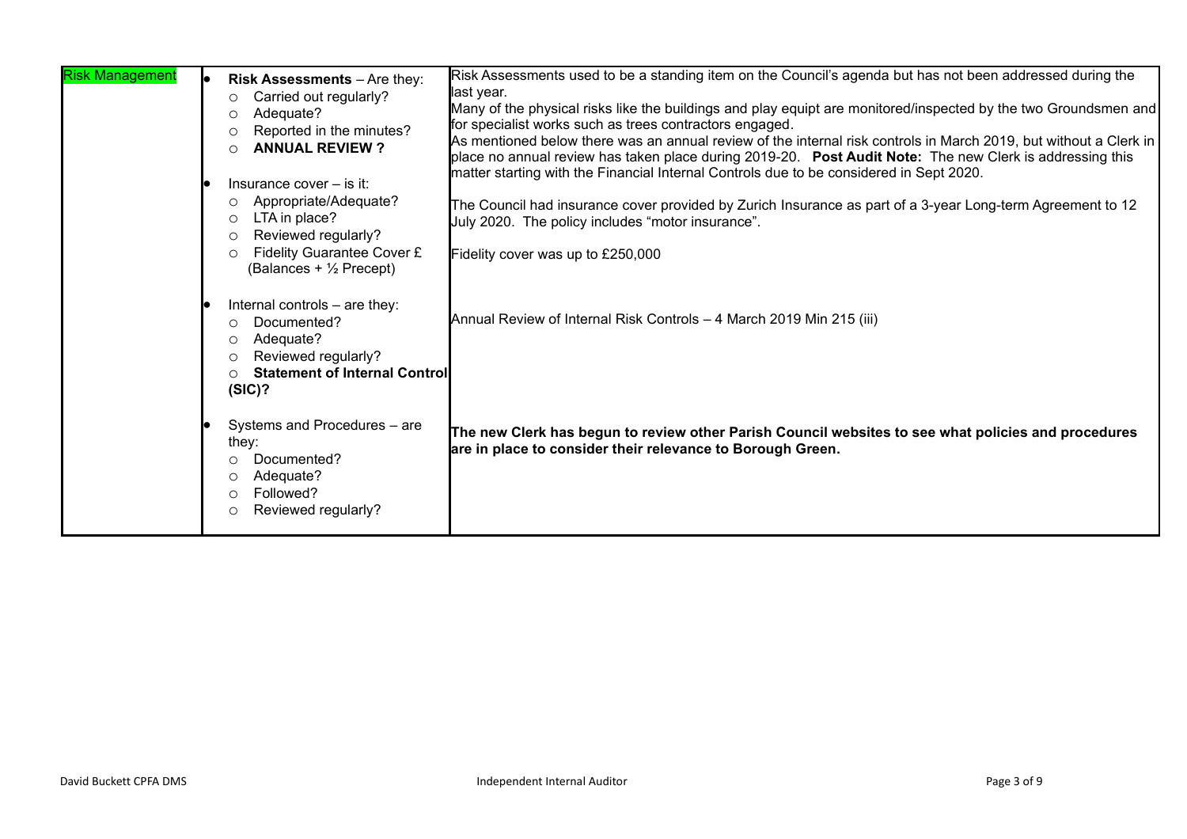| | | |
|---|---|---|
| Risk Management | • **Risk Assessments** – Are they:<br>○ Carried out regularly?<br>○ Adequate?<br>○ Reported in the minutes?<br>○ **ANNUAL REVIEW ?**<br><br>• Insurance cover – is it:<br>○ Appropriate/Adequate?<br>○ LTA in place?<br>○ Reviewed regularly?<br>○ Fidelity Guarantee Cover £ (Balances + ½ Precept)<br><br>• Internal controls – are they:<br>○ Documented?<br>○ Adequate?<br>○ Reviewed regularly?<br>○ **Statement of Internal Control (SIC)?**<br><br>• Systems and Procedures – are they:<br>○ Documented?<br>○ Adequate?<br>○ Followed?<br>○ Reviewed regularly? | Risk Assessments used to be a standing item on the Council's agenda but has not been addressed during the last year.<br>Many of the physical risks like the buildings and play equipt are monitored/inspected by the two Groundsmen and for specialist works such as trees contractors engaged.<br>As mentioned below there was an annual review of the internal risk controls in March 2019, but without a Clerk in place no annual review has taken place during 2019-20. **Post Audit Note:** The new Clerk is addressing this matter starting with the Financial Internal Controls due to be considered in Sept 2020.<br><br>The Council had insurance cover provided by Zurich Insurance as part of a 3-year Long-term Agreement to 12 July 2020. The policy includes "motor insurance".<br><br>Fidelity cover was up to £250,000<br><br>Annual Review of Internal Risk Controls – 4 March 2019 Min 215 (iii)<br><br>**The new Clerk has begun to review other Parish Council websites to see what policies and procedures are in place to consider their relevance to Borough Green.** |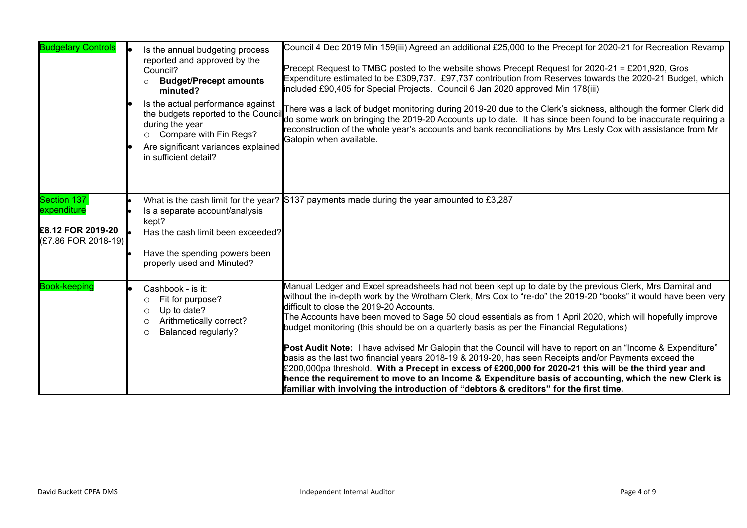| Budgetary Controls | • Is the annual budgeting process reported and approved by the Council?<br>○ **Budget/Precept amounts minuted?**<br>• Is the actual performance against the budgets reported to the Council during the year<br>○ Compare with Fin Regs?<br>• Are significant variances explained in sufficient detail? | Council 4 Dec 2019 Min 159(iii) Agreed an additional £25,000 to the Precept for 2020-21 for Recreation Revamp<br><br>Precept Request to TMBC posted to the website shows Precept Request for 2020-21 = £201,920, Gros Expenditure estimated to be £309,737. £97,737 contribution from Reserves towards the 2020-21 Budget, which included £90,405 for Special Projects. Council 6 Jan 2020 approved Min 178(iii)<br><br>There was a lack of budget monitoring during 2019-20 due to the Clerk's sickness, although the former Clerk did do some work on bringing the 2019-20 Accounts up to date. It has since been found to be inaccurate requiring a reconstruction of the whole year's accounts and bank reconciliations by Mrs Lesly Cox with assistance from Mr Galopin when available. |
|---|---|---|
| Section 137 expenditure<br><br>**£8.12 FOR 2019-20**<br>(£7.86 FOR 2018-19) | • What is the cash limit for the year?<br>• Is a separate account/analysis kept?<br>• Has the cash limit been exceeded?<br>• Have the spending powers been properly used and Minuted? | S137 payments made during the year amounted to £3,287 |
| Book-keeping | • Cashbook - is it:<br>○ Fit for purpose?<br>○ Up to date?<br>○ Arithmetically correct?<br>○ Balanced regularly? | Manual Ledger and Excel spreadsheets had not been kept up to date by the previous Clerk, Mrs Damiral and without the in-depth work by the Wrotham Clerk, Mrs Cox to "re-do" the 2019-20 "books" it would have been very difficult to close the 2019-20 Accounts.<br>The Accounts have been moved to Sage 50 cloud essentials as from 1 April 2020, which will hopefully improve budget monitoring (this should be on a quarterly basis as per the Financial Regulations)<br><br>**Post Audit Note:** I have advised Mr Galopin that the Council will have to report on an "Income & Expenditure" basis as the last two financial years 2018-19 & 2019-20, has seen Receipts and/or Payments exceed the £200,000pa threshold. **With a Precept in excess of £200,000 for 2020-21 this will be the third year and hence the requirement to move to an Income & Expenditure basis of accounting, which the new Clerk is familiar with involving the introduction of "debtors & creditors" for the first time.** |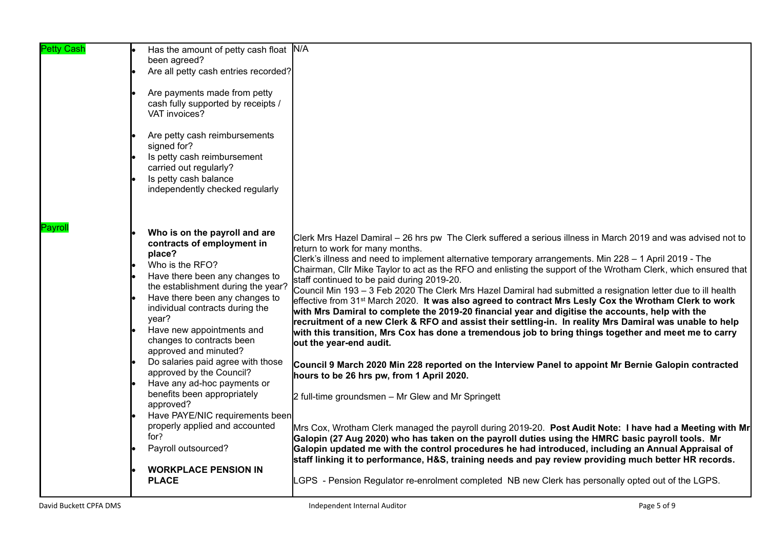| | | |
|---|---|---|
| Petty Cash | • Has the amount of petty cash float been agreed?<br>• Are all petty cash entries recorded?<br>• Are payments made from petty cash fully supported by receipts / VAT invoices?<br>• Are petty cash reimbursements signed for?<br>• Is petty cash reimbursement carried out regularly?<br>• Is petty cash balance independently checked regularly | N/A |
| Payroll | • **Who is on the payroll and are contracts of employment in place?**<br>• Who is the RFO?<br>• Have there been any changes to the establishment during the year?<br>• Have there been any changes to individual contracts during the year?<br>• Have new appointments and changes to contracts been approved and minuted?<br>• Do salaries paid agree with those approved by the Council?<br>• Have any ad-hoc payments or benefits been appropriately approved?<br>• Have PAYE/NIC requirements been properly applied and accounted for?<br>• Payroll outsourced?<br>• **WORKPLACE PENSION IN PLACE** | Clerk Mrs Hazel Damiral – 26 hrs pw The Clerk suffered a serious illness in March 2019 and was advised not to return to work for many months.<br>Clerk's illness and need to implement alternative temporary arrangements. Min 228 – 1 April 2019 - The Chairman, Cllr Mike Taylor to act as the RFO and enlisting the support of the Wrotham Clerk, which ensured that staff continued to be paid during 2019-20.<br>Council Min 193 – 3 Feb 2020 The Clerk Mrs Hazel Damiral had submitted a resignation letter due to ill health effective from 31st March 2020. **It was also agreed to contract Mrs Lesly Cox the Wrotham Clerk to work with Mrs Damiral to complete the 2019-20 financial year and digitise the accounts, help with the recruitment of a new Clerk & RFO and assist their settling-in. In reality Mrs Damiral was unable to help with this transition, Mrs Cox has done a tremendous job to bring things together and meet me to carry out the year-end audit.**<br><br>**Council 9 March 2020 Min 228 reported on the Interview Panel to appoint Mr Bernie Galopin contracted hours to be 26 hrs pw, from 1 April 2020.**<br><br>2 full-time groundsmen – Mr Glew and Mr Springett<br><br>Mrs Cox, Wrotham Clerk managed the payroll during 2019-20. **Post Audit Note: I have had a Meeting with Mr Galopin (27 Aug 2020) who has taken on the payroll duties using the HMRC basic payroll tools. Mr Galopin updated me with the control procedures he had introduced, including an Annual Appraisal of staff linking it to performance, H&S, training needs and pay review providing much better HR records.**<br><br>LGPS - Pension Regulator re-enrolment completed NB new Clerk has personally opted out of the LGPS. |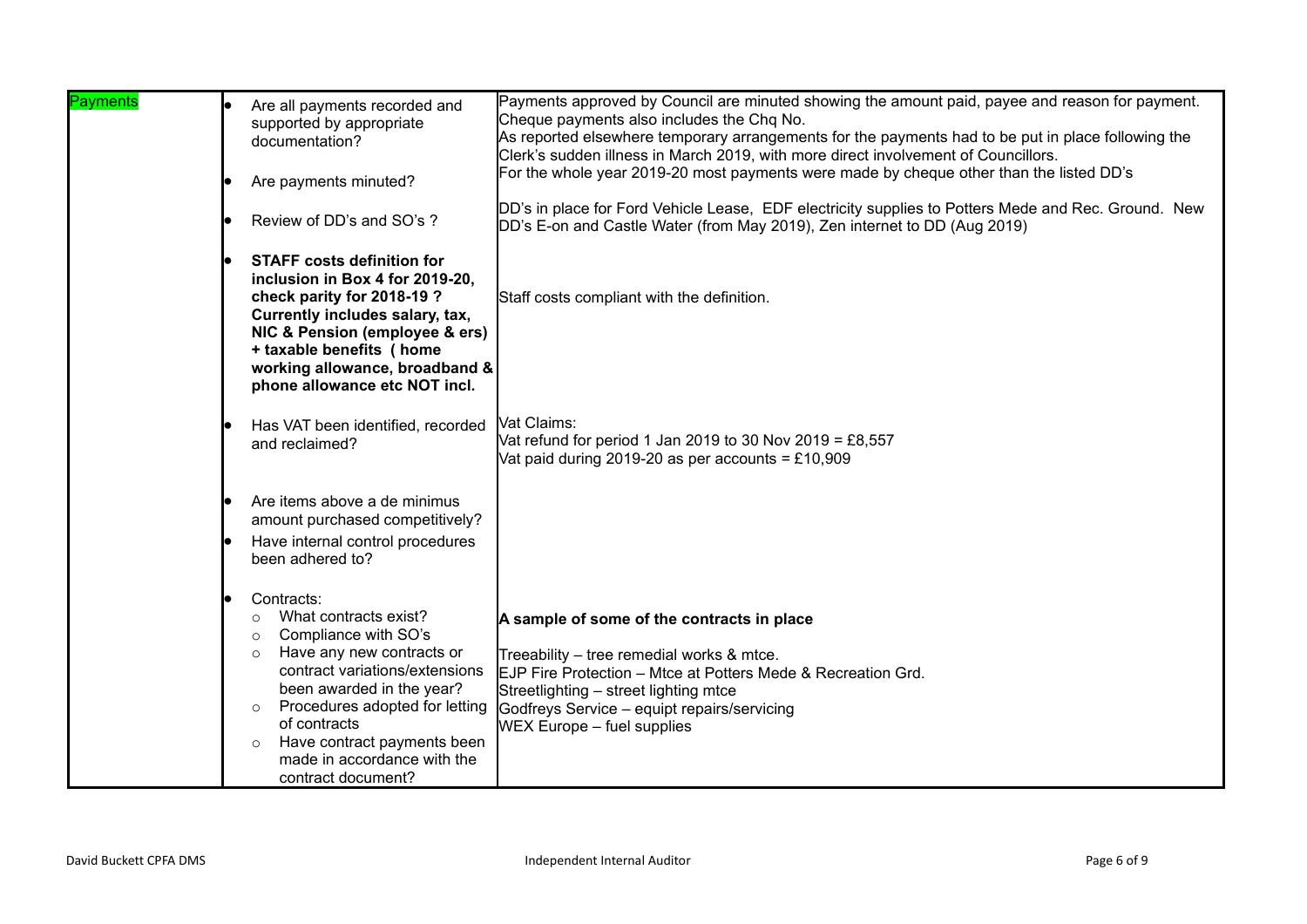| Payments | | |
|---|---|---|
| Payments | • Are all payments recorded and supported by appropriate documentation?<br><br>• Are payments minuted?<br><br>• Review of DD's and SO's ? | Payments approved by Council are minuted showing the amount paid, payee and reason for payment. Cheque payments also includes the Chq No.<br>As reported elsewhere temporary arrangements for the payments had to be put in place following the Clerk's sudden illness in March 2019, with more direct involvement of Councillors.<br>For the whole year 2019-20 most payments were made by cheque other than the listed DD's<br><br>DD's in place for Ford Vehicle Lease, EDF electricity supplies to Potters Mede and Rec. Ground. New DD's E-on and Castle Water (from May 2019), Zen internet to DD (Aug 2019) |
| | • **STAFF costs definition for inclusion in Box 4 for 2019-20, check parity for 2018-19 ? Currently includes salary, tax, NIC & Pension (employee & ers) + taxable benefits ( home working allowance, broadband & phone allowance etc NOT incl.** | Staff costs compliant with the definition. |
| | • Has VAT been identified, recorded and reclaimed? | Vat Claims:<br>Vat refund for period 1 Jan 2019 to 30 Nov 2019 = £8,557<br>Vat paid during 2019-20 as per accounts = £10,909 |
| | • Are items above a de minimus amount purchased competitively?<br>• Have internal control procedures been adhered to? | |
| | • Contracts:<br>○ What contracts exist?<br>○ Compliance with SO's<br>○ Have any new contracts or contract variations/extensions been awarded in the year?<br>○ Procedures adopted for letting of contracts<br>○ Have contract payments been made in accordance with the contract document? | **A sample of some of the contracts in place**<br><br>Treeability – tree remedial works & mtce.<br>EJP Fire Protection – Mtce at Potters Mede & Recreation Grd.<br>Streetlighting – street lighting mtce<br>Godfreys Service – equipt repairs/servicing<br>WEX Europe – fuel supplies |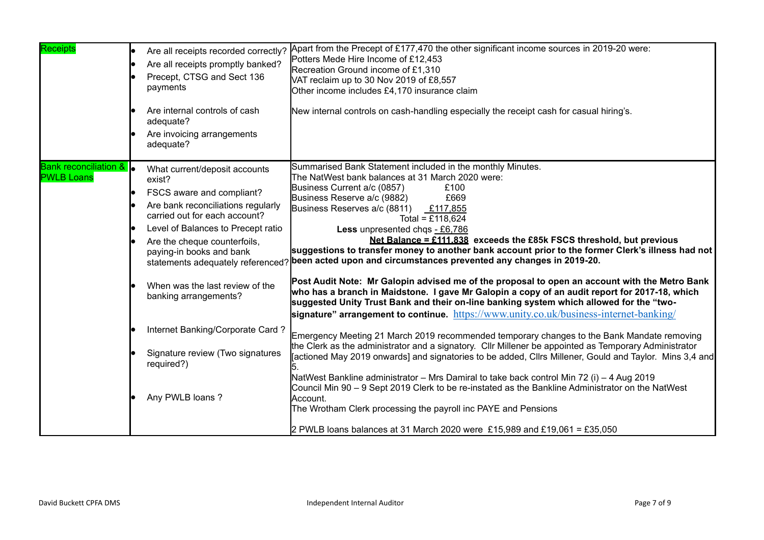| | | |
|---|---|---|
| Receipts | • Are all receipts recorded correctly?<br>• Are all receipts promptly banked?<br>• Precept, CTSG and Sect 136 payments<br><br>• Are internal controls of cash adequate?<br>• Are invoicing arrangements adequate? | Apart from the Precept of £177,470 the other significant income sources in 2019-20 were:<br>Potters Mede Hire Income of £12,453<br>Recreation Ground income of £1,310<br>VAT reclaim up to 30 Nov 2019 of £8,557<br>Other income includes £4,170 insurance claim<br><br>New internal controls on cash-handling especially the receipt cash for casual hiring's. |
| Bank reconciliation & PWLB Loans | • What current/deposit accounts exist?<br>• FSCS aware and compliant?<br>• Are bank reconciliations regularly carried out for each account?<br>• Level of Balances to Precept ratio<br>• Are the cheque counterfoils, paying-in books and bank statements adequately referenced?<br><br>• When was the last review of the banking arrangements?<br><br>• Internet Banking/Corporate Card ?<br><br>• Signature review (Two signatures required?)<br><br>• Any PWLB loans ? | Summarised Bank Statement included in the monthly Minutes.<br>The NatWest bank balances at 31 March 2020 were:<br>Business Current a/c (0857) £100<br>Business Reserve a/c (9882) £669<br>Business Reserves a/c (8811) <u>£117,855</u><br>Total = £118,624<br>**Less** unpresented chqs <u>- £6,786</u><br>**<u>Net Balance = £111,838</u> exceeds the £85k FSCS threshold, but previous suggestions to transfer money to another bank account prior to the former Clerk's illness had not been acted upon and circumstances prevented any changes in 2019-20.**<br><br>**Post Audit Note: Mr Galopin advised me of the proposal to open an account with the Metro Bank who has a branch in Maidstone. I gave Mr Galopin a copy of an audit report for 2017-18, which suggested Unity Trust Bank and their on-line banking system which allowed for the "two-signature" arrangement to continue.** https://www.unity.co.uk/business-internet-banking/<br><br>Emergency Meeting 21 March 2019 recommended temporary changes to the Bank Mandate removing the Clerk as the administrator and a signatory. Cllr Millener be appointed as Temporary Administrator [actioned May 2019 onwards] and signatories to be added, Cllrs Millener, Gould and Taylor. Mins 3,4 and 5.<br>NatWest Bankline administrator – Mrs Damiral to take back control Min 72 (i) – 4 Aug 2019<br>Council Min 90 – 9 Sept 2019 Clerk to be re-instated as the Bankline Administrator on the NatWest Account.<br>The Wrotham Clerk processing the payroll inc PAYE and Pensions<br><br>2 PWLB loans balances at 31 March 2020 were £15,989 and £19,061 = £35,050 |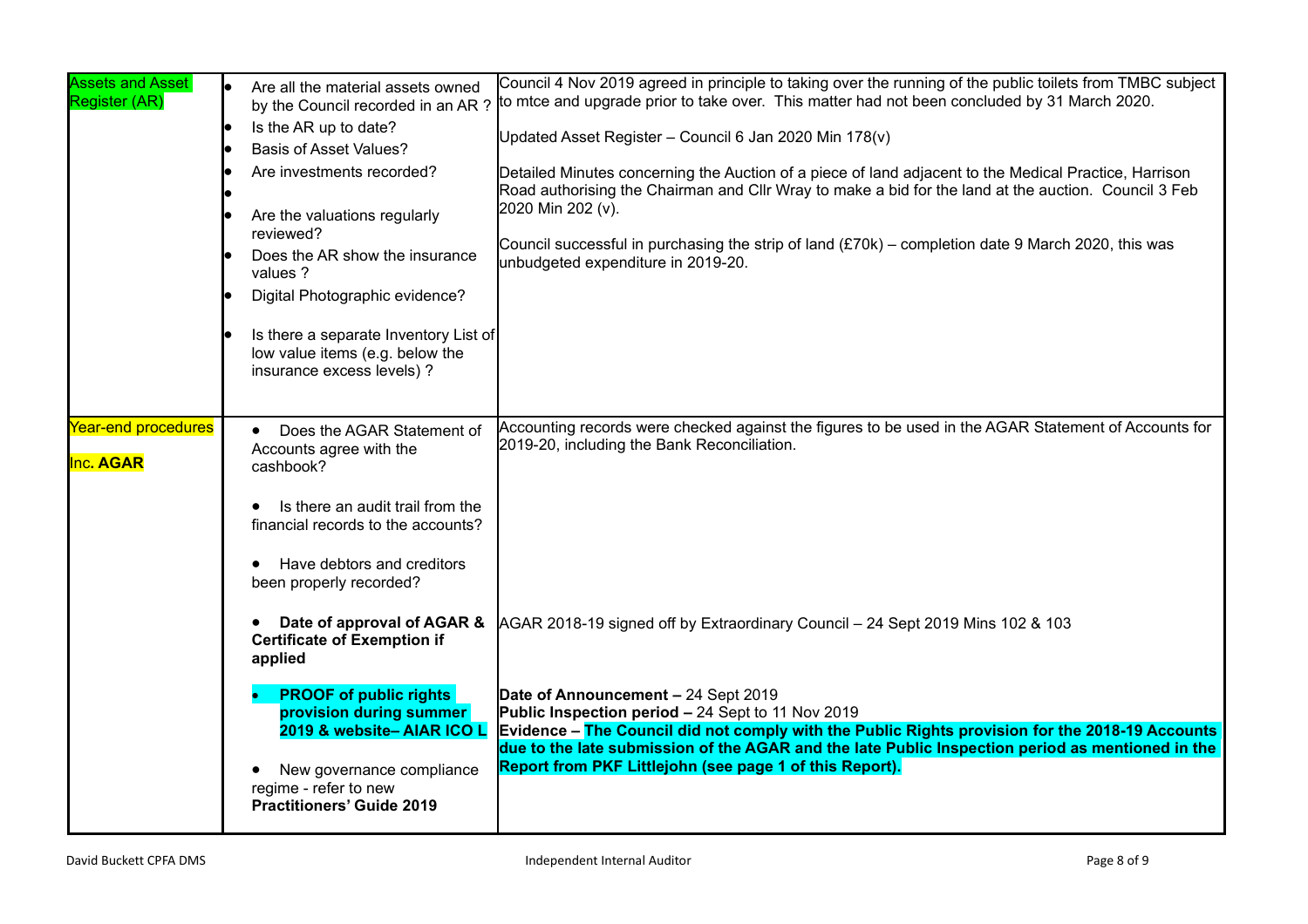| | | |
|---|---|---|
| Assets and Asset Register (AR) | • Are all the material assets owned by the Council recorded in an AR ?<br>• Is the AR up to date?<br>• Basis of Asset Values?<br>• Are investments recorded?<br>•<br>• Are the valuations regularly reviewed?<br>• Does the AR show the insurance values ?<br>• Digital Photographic evidence?<br>• Is there a separate Inventory List of low value items (e.g. below the insurance excess levels) ? | Council 4 Nov 2019 agreed in principle to taking over the running of the public toilets from TMBC subject to mtce and upgrade prior to take over. This matter had not been concluded by 31 March 2020.<br><br>Updated Asset Register – Council 6 Jan 2020 Min 178(v)<br><br>Detailed Minutes concerning the Auction of a piece of land adjacent to the Medical Practice, Harrison Road authorising the Chairman and Cllr Wray to make a bid for the land at the auction. Council 3 Feb 2020 Min 202 (v).<br><br>Council successful in purchasing the strip of land (£70k) – completion date 9 March 2020, this was unbudgeted expenditure in 2019-20. |
| Year-end procedures<br><br>Inc. **AGAR** | • Does the AGAR Statement of Accounts agree with the cashbook?<br><br>• Is there an audit trail from the financial records to the accounts?<br><br>• Have debtors and creditors been properly recorded?<br><br>• **Date of approval of AGAR & Certificate of Exemption if applied**<br><br>• **PROOF of public rights provision during summer 2019 & website– AIAR ICO L**<br><br>• New governance compliance regime - refer to new **Practitioners' Guide 2019** | Accounting records were checked against the figures to be used in the AGAR Statement of Accounts for 2019-20, including the Bank Reconciliation.<br><br>AGAR 2018-19 signed off by Extraordinary Council – 24 Sept 2019 Mins 102 & 103<br><br>**Date of Announcement –** 24 Sept 2019<br>**Public Inspection period –** 24 Sept to 11 Nov 2019<br>**Evidence – The Council did not comply with the Public Rights provision for the 2018-19 Accounts due to the late submission of the AGAR and the late Public Inspection period as mentioned in the Report from PKF Littlejohn (see page 1 of this Report).** |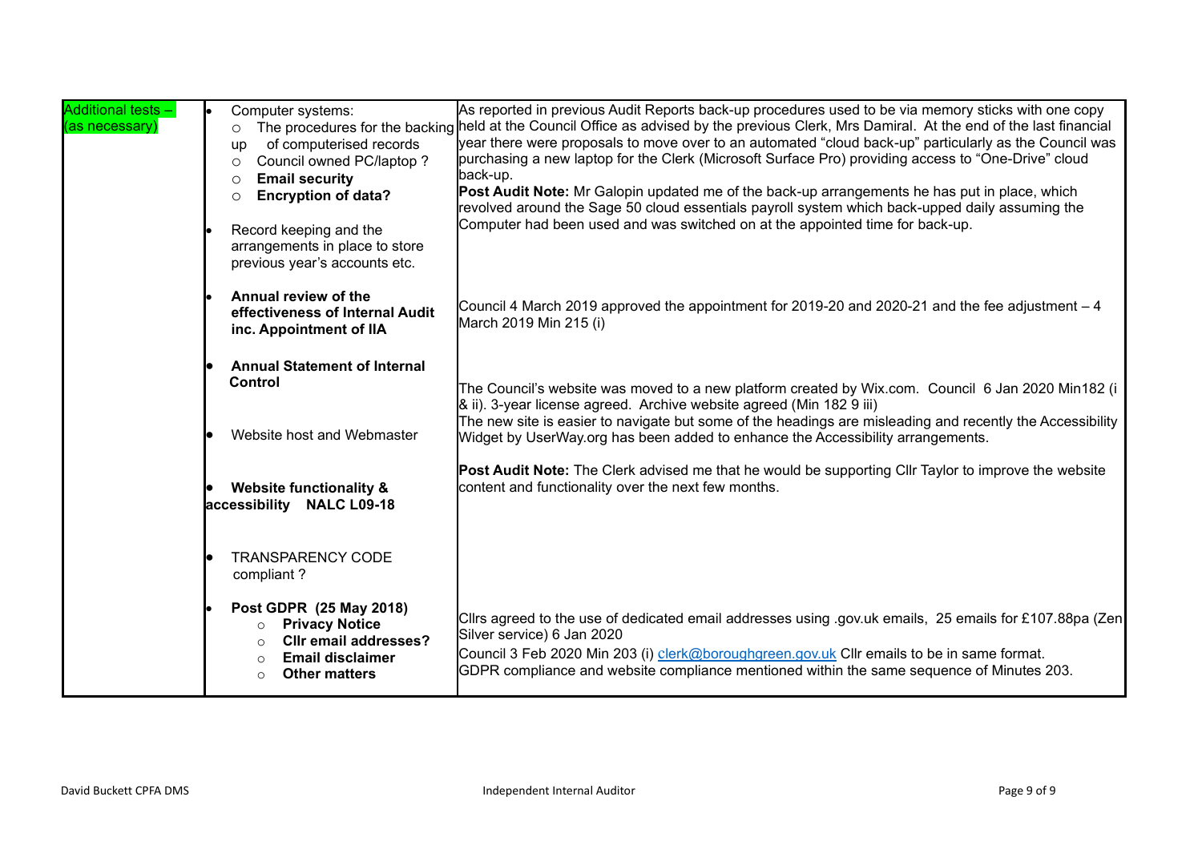| | | |
|---|---|---|
| Additional tests – (as necessary) | • Computer systems:<br>○ The procedures for the backing up of computerised records<br>○ Council owned PC/laptop ?<br>○ **Email security**<br>○ **Encryption of data?**<br><br>• Record keeping and the arrangements in place to store previous year's accounts etc. | As reported in previous Audit Reports back-up procedures used to be via memory sticks with one copy held at the Council Office as advised by the previous Clerk, Mrs Damiral. At the end of the last financial year there were proposals to move over to an automated "cloud back-up" particularly as the Council was purchasing a new laptop for the Clerk (Microsoft Surface Pro) providing access to "One-Drive" cloud back-up.<br>**Post Audit Note:** Mr Galopin updated me of the back-up arrangements he has put in place, which revolved around the Sage 50 cloud essentials payroll system which back-upped daily assuming the Computer had been used and was switched on at the appointed time for back-up. |
| | • **Annual review of the effectiveness of Internal Audit inc. Appointment of IIA** | Council 4 March 2019 approved the appointment for 2019-20 and 2020-21 and the fee adjustment – 4 March 2019 Min 215 (i) |
| | • **Annual Statement of Internal Control**<br><br>• Website host and Webmaster<br><br>• **Website functionality & accessibility NALC L09-18**<br><br>• TRANSPARENCY CODE compliant ? | The Council's website was moved to a new platform created by Wix.com. Council 6 Jan 2020 Min182 (i & ii). 3-year license agreed. Archive website agreed (Min 182 9 iii)<br>The new site is easier to navigate but some of the headings are misleading and recently the Accessibility Widget by UserWay.org has been added to enhance the Accessibility arrangements.<br><br>**Post Audit Note:** The Clerk advised me that he would be supporting Cllr Taylor to improve the website content and functionality over the next few months. |
| | • **Post GDPR (25 May 2018)**<br>○ **Privacy Notice**<br>○ **Cllr email addresses?**<br>○ **Email disclaimer**<br>○ **Other matters** | Cllrs agreed to the use of dedicated email addresses using .gov.uk emails, 25 emails for £107.88pa (Zen Silver service) 6 Jan 2020<br>Council 3 Feb 2020 Min 203 (i) clerk@boroughgreen.gov.uk Cllr emails to be in same format.<br>GDPR compliance and website compliance mentioned within the same sequence of Minutes 203. |

David Buckett CPFA DMS Independent Internal Auditor